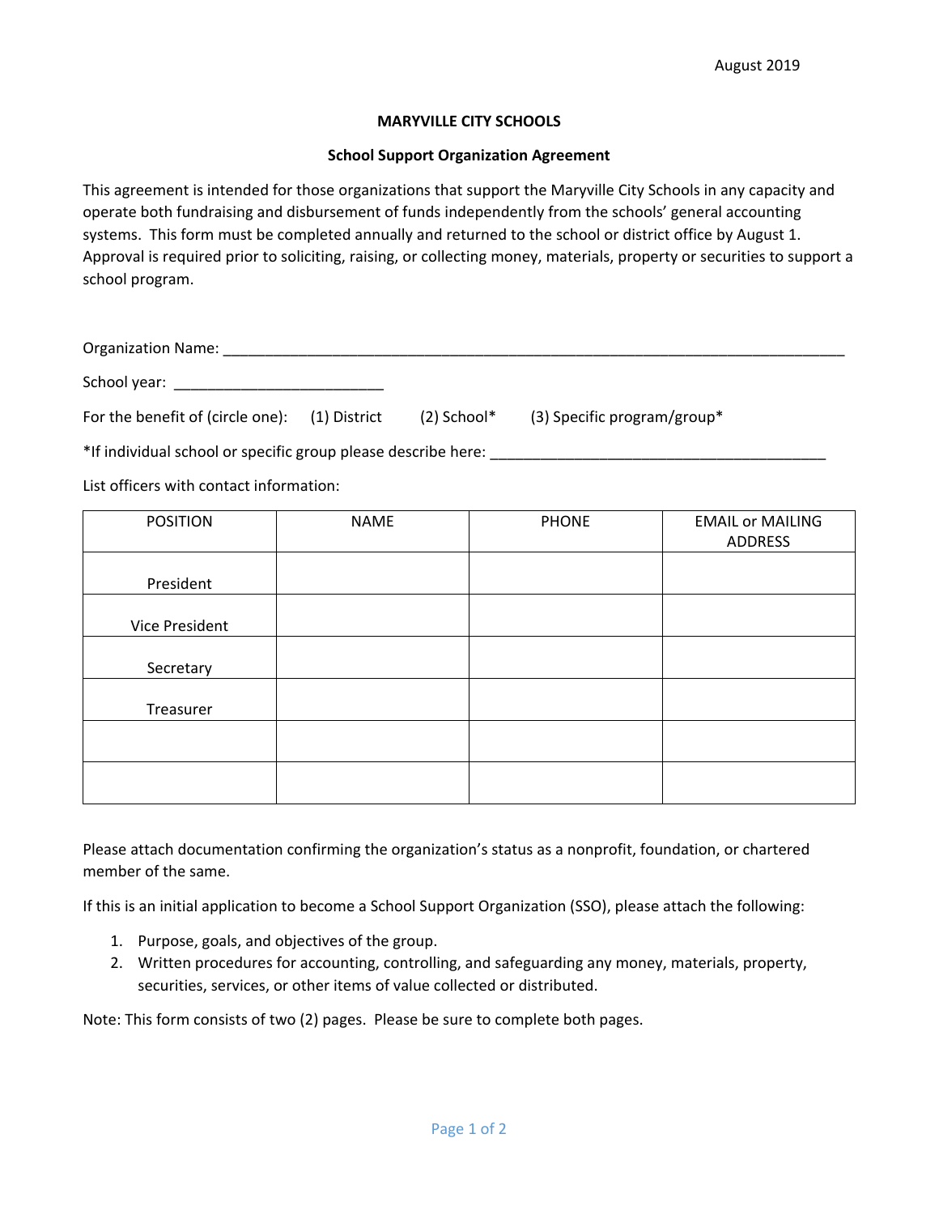August 2019

# MARYVILLE CITY SCHOOLS

## School Support Organization Agreement

This agreement is intended for those organizations that support the Maryville City Schools in any capacity and operate both fundraising and disbursement of funds independently from the schools' general accounting systems. This form must be completed annually and returned to the school or district office by August 1. Approval is required prior to soliciting, raising, or collecting money, materials, property or securities to support a school program.

Organization Name: ______________________________________________________________________________

School year: _________________________

For the benefit of (circle one): (1) District (2) School* (3) Specific program/group*

*If individual school or specific group please describe here: _________________________________________

List officers with contact information:

| POSITION | NAME | PHONE | EMAIL or MAILING ADDRESS |
|---|---|---|---|
| President | | | |
| Vice President | | | |
| Secretary | | | |
| Treasurer | | | |
| | | | |
| | | | |

Please attach documentation confirming the organization's status as a nonprofit, foundation, or chartered member of the same.

If this is an initial application to become a School Support Organization (SSO), please attach the following:

1. Purpose, goals, and objectives of the group.
2. Written procedures for accounting, controlling, and safeguarding any money, materials, property, securities, services, or other items of value collected or distributed.

Note: This form consists of two (2) pages. Please be sure to complete both pages.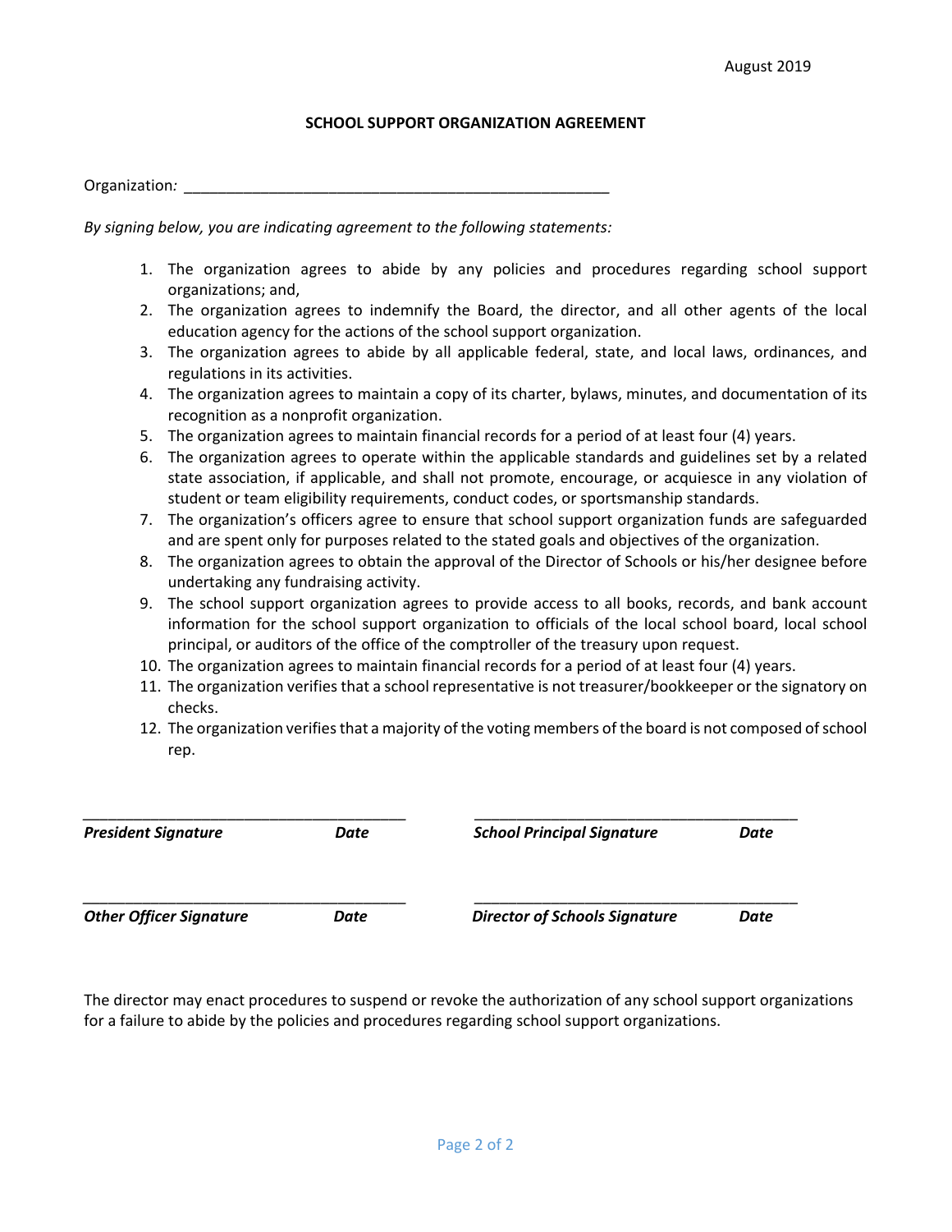August 2019

**SCHOOL SUPPORT ORGANIZATION AGREEMENT**

Organization*:* ___________________________________________________

*By signing below, you are indicating agreement to the following statements:*

1. The organization agrees to abide by any policies and procedures regarding school support organizations; and,
2. The organization agrees to indemnify the Board, the director, and all other agents of the local education agency for the actions of the school support organization.
3. The organization agrees to abide by all applicable federal, state, and local laws, ordinances, and regulations in its activities.
4. The organization agrees to maintain a copy of its charter, bylaws, minutes, and documentation of its recognition as a nonprofit organization.
5. The organization agrees to maintain financial records for a period of at least four (4) years.
6. The organization agrees to operate within the applicable standards and guidelines set by a related state association, if applicable, and shall not promote, encourage, or acquiesce in any violation of student or team eligibility requirements, conduct codes, or sportsmanship standards.
7. The organization's officers agree to ensure that school support organization funds are safeguarded and are spent only for purposes related to the stated goals and objectives of the organization.
8. The organization agrees to obtain the approval of the Director of Schools or his/her designee before undertaking any fundraising activity.
9. The school support organization agrees to provide access to all books, records, and bank account information for the school support organization to officials of the local school board, local school principal, or auditors of the office of the comptroller of the treasury upon request.
10. The organization agrees to maintain financial records for a period of at least four (4) years.
11. The organization verifies that a school representative is not treasurer/bookkeeper or the signatory on checks.
12. The organization verifies that a majority of the voting members of the board is not composed of school rep.

_______________________________________ _______________________________________

***President Signature*** ***Date*** ***School Principal Signature*** ***Date***

_______________________________________ _______________________________________

***Other Officer Signature*** ***Date*** ***Director of Schools Signature*** ***Date***

The director may enact procedures to suspend or revoke the authorization of any school support organizations for a failure to abide by the policies and procedures regarding school support organizations.